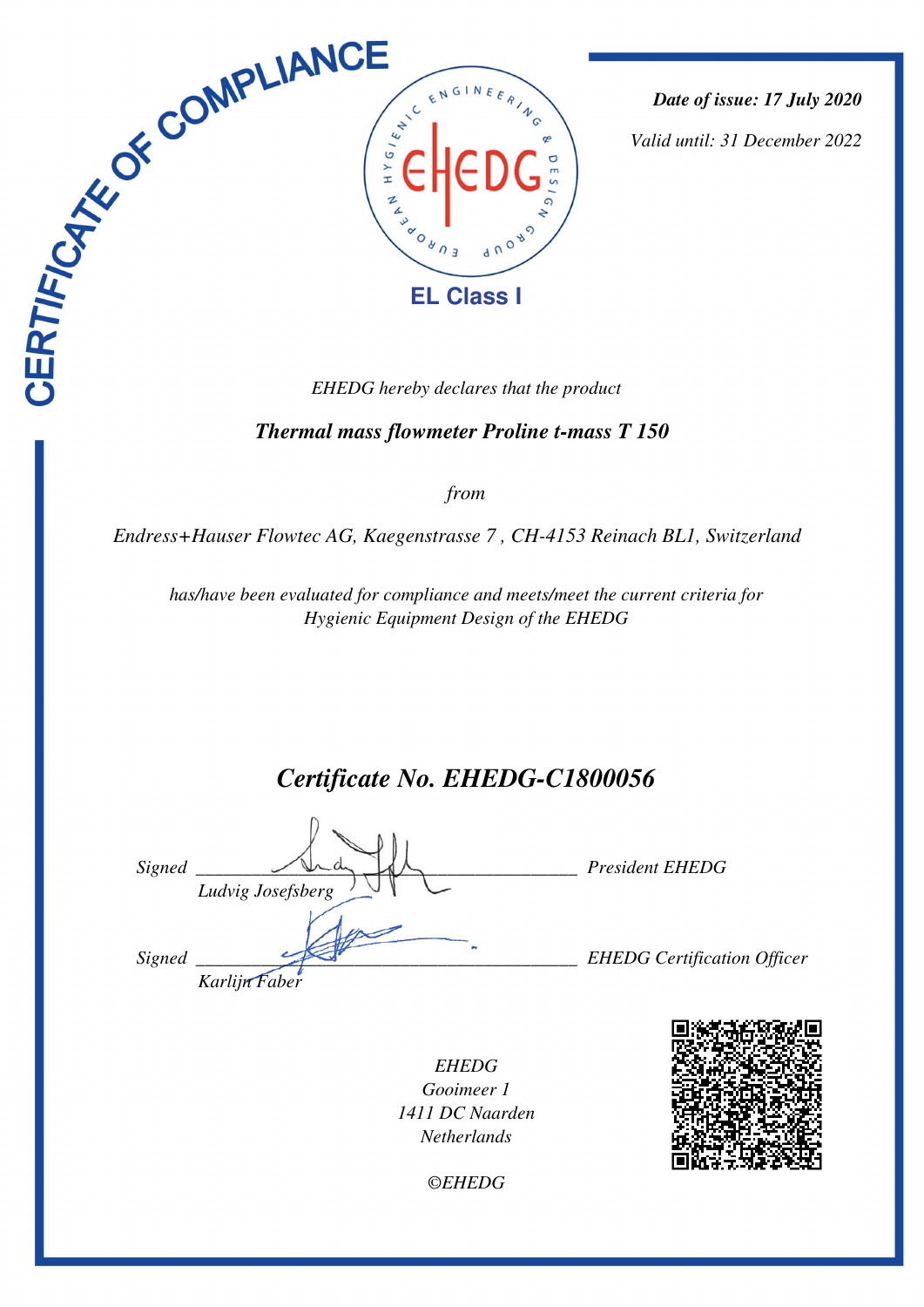# CERTIFICATE OF COMPLIANCE

EUROPEAN HYGIENIC ENGINEERING & DESIGN GROUP

EHEDG

**EL Class I**

*Date of issue: 17 July 2020*

*Valid until: 31 December 2022*

*EHEDG hereby declares that the product*

***Thermal mass flowmeter Proline t-mass T 150***

*from*

*Endress+Hauser Flowtec AG, Kaegenstrasse 7 , CH-4153 Reinach BL1, Switzerland*

*has/have been evaluated for compliance and meets/meet the current criteria for Hygienic Equipment Design of the EHEDG*

## *Certificate No. EHEDG-C1800056*

*Signed* ________________________________ *President EHEDG*
*Ludvig Josefsberg*

*Signed* ________________________________ *EHEDG Certification Officer*
*Karlijn Faber*

*EHEDG*
*Gooimeer 1*
*1411 DC Naarden*
*Netherlands*

*©EHEDG*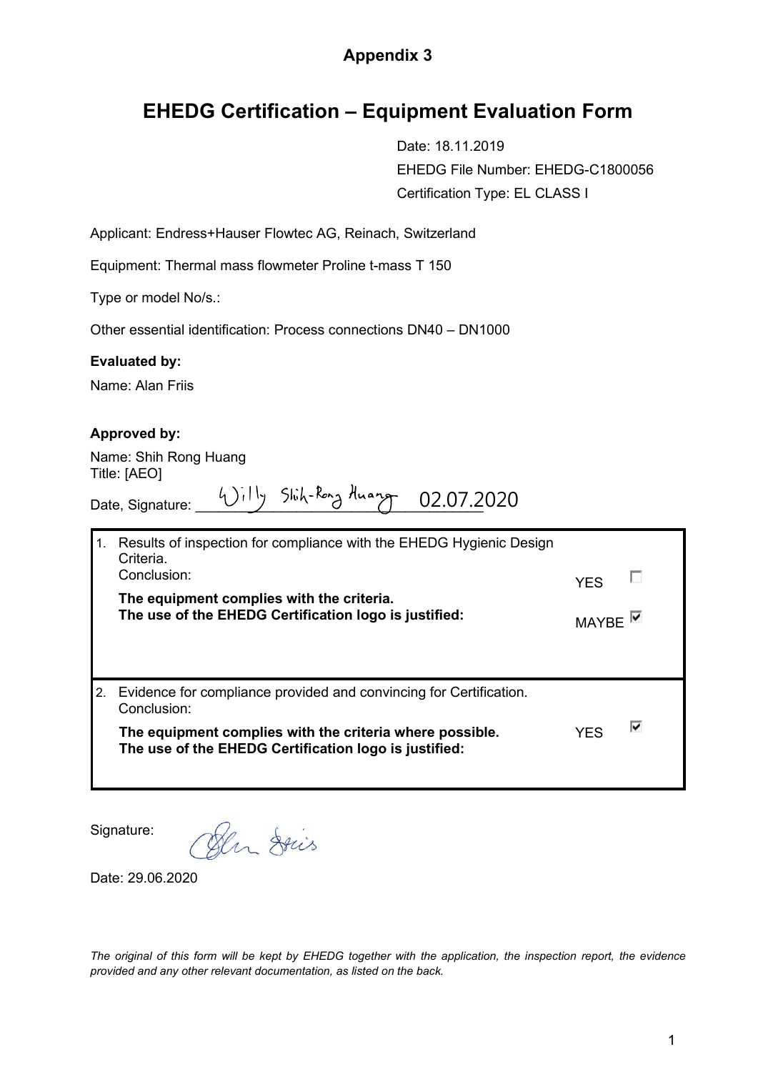## Appendix 3

# EHEDG Certification – Equipment Evaluation Form

Date: 18.11.2019

EHEDG File Number: EHEDG-C1800056

Certification Type: EL CLASS I

Applicant: Endress+Hauser Flowtec AG, Reinach, Switzerland

Equipment: Thermal mass flowmeter Proline t-mass T 150

Type or model No/s.:

Other essential identification: Process connections DN40 – DN1000

**Evaluated by:**

Name: Alan Friis

**Approved by:**

Name: Shih Rong Huang

Title: [AEO]

Date, Signature: Willy Shih-Rong Huang 02.07.2020

| | |
|---|---|
| 1. Results of inspection for compliance with the EHEDG Hygienic Design Criteria.<br>Conclusion:<br>**The equipment complies with the criteria.**<br>**The use of the EHEDG Certification logo is justified:** | YES ☐<br>MAYBE ☑ |
| 2. Evidence for compliance provided and convincing for Certification.<br>Conclusion:<br>**The equipment complies with the criteria where possible.**<br>**The use of the EHEDG Certification logo is justified:** | YES ☑ |

Signature: Alan Friis

Date: 29.06.2020

*The original of this form will be kept by EHEDG together with the application, the inspection report, the evidence provided and any other relevant documentation, as listed on the back.*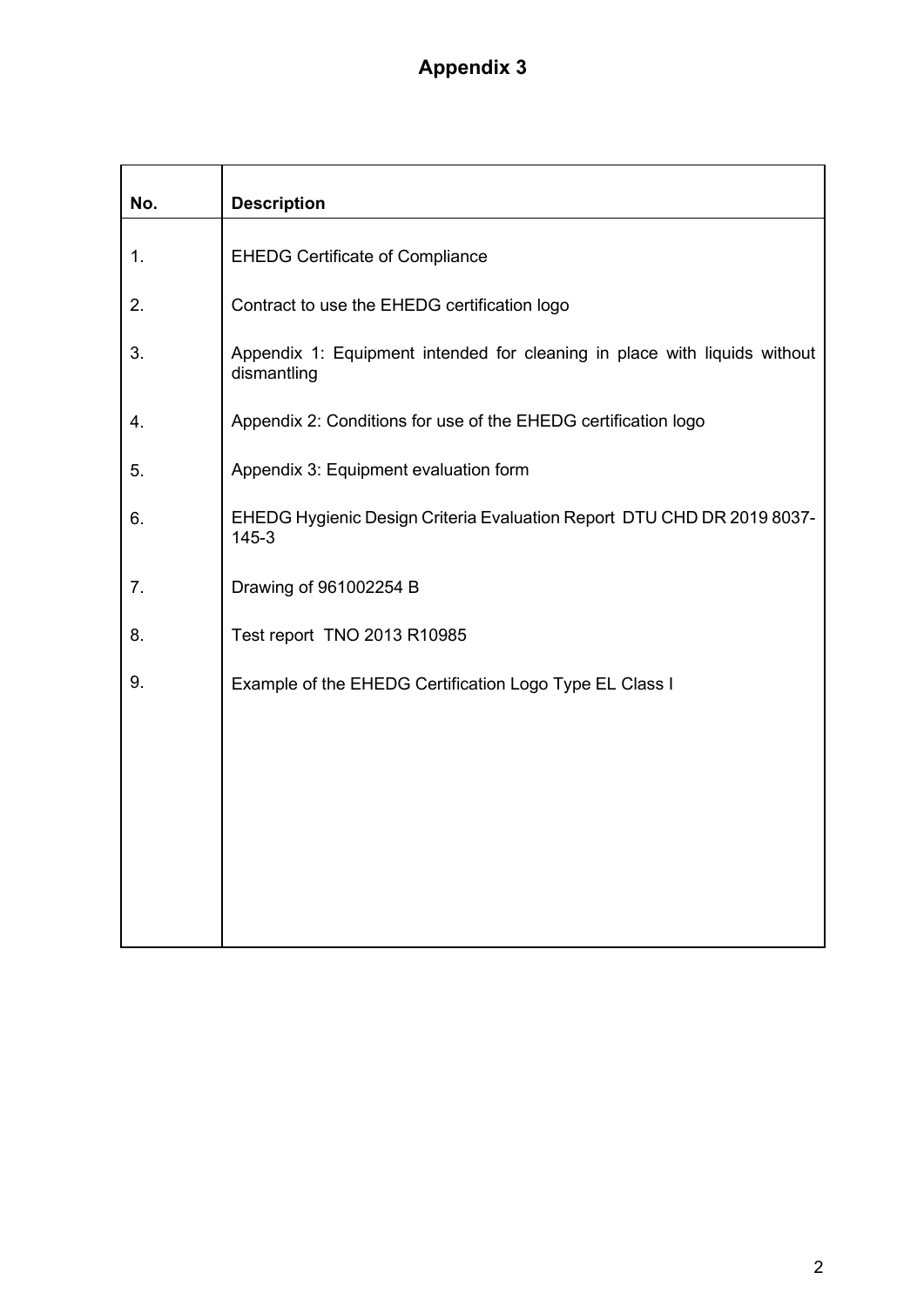# Appendix 3

| No. | Description |
| --- | --- |
| 1. | EHEDG Certificate of Compliance |
| 2. | Contract to use the EHEDG certification logo |
| 3. | Appendix 1: Equipment intended for cleaning in place with liquids without dismantling |
| 4. | Appendix 2: Conditions for use of the EHEDG certification logo |
| 5. | Appendix 3: Equipment evaluation form |
| 6. | EHEDG Hygienic Design Criteria Evaluation Report DTU CHD DR 2019 8037-145-3 |
| 7. | Drawing of 961002254 B |
| 8. | Test report TNO 2013 R10985 |
| 9. | Example of the EHEDG Certification Logo Type EL Class I |